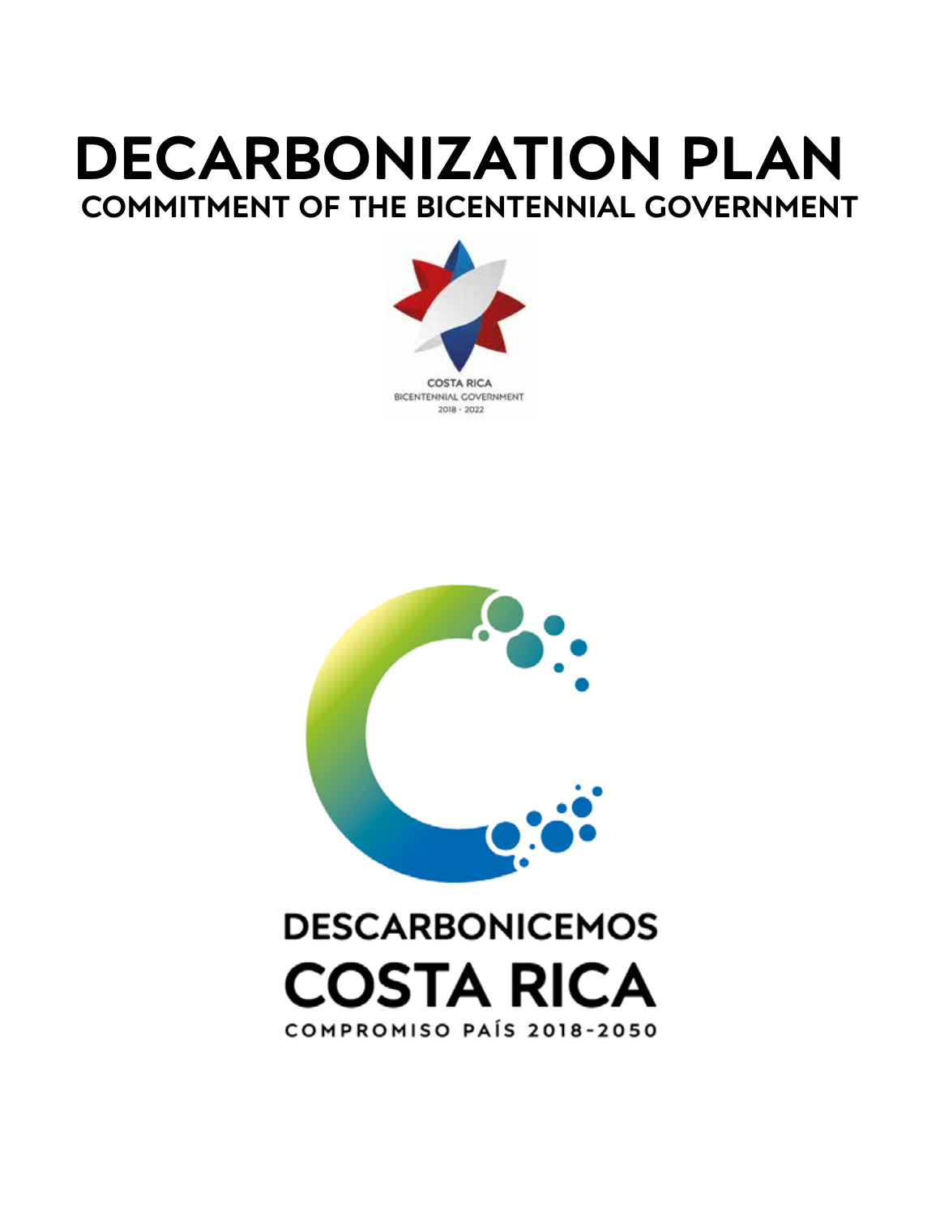# DECARBONIZATION PLAN

## COMMITMENT OF THE BICENTENNIAL GOVERNMENT

COSTA RICA
BICENTENNIAL GOVERNMENT
2018 - 2022

DESCARBONICEMOS
COSTA RICA
COMPROMISO PAÍS 2018-2050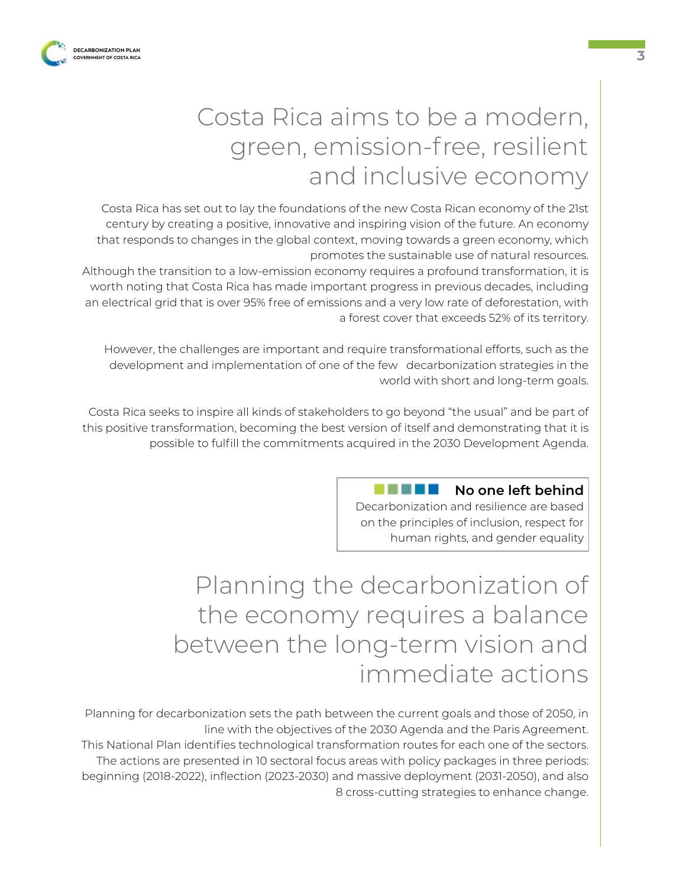# Costa Rica aims to be a modern, green, emission-free, resilient and inclusive economy

Costa Rica has set out to lay the foundations of the new Costa Rican economy of the 21st century by creating a positive, innovative and inspiring vision of the future. An economy that responds to changes in the global context, moving towards a green economy, which promotes the sustainable use of natural resources.

Although the transition to a low-emission economy requires a profound transformation, it is worth noting that Costa Rica has made important progress in previous decades, including an electrical grid that is over 95% free of emissions and a very low rate of deforestation, with a forest cover that exceeds 52% of its territory.

However, the challenges are important and require transformational efforts, such as the development and implementation of one of the few decarbonization strategies in the world with short and long-term goals.

Costa Rica seeks to inspire all kinds of stakeholders to go beyond "the usual" and be part of this positive transformation, becoming the best version of itself and demonstrating that it is possible to fulfill the commitments acquired in the 2030 Development Agenda.

> **No one left behind**
> Decarbonization and resilience are based on the principles of inclusion, respect for human rights, and gender equality

# Planning the decarbonization of the economy requires a balance between the long-term vision and immediate actions

Planning for decarbonization sets the path between the current goals and those of 2050, in line with the objectives of the 2030 Agenda and the Paris Agreement.

This National Plan identifies technological transformation routes for each one of the sectors. The actions are presented in 10 sectoral focus areas with policy packages in three periods: beginning (2018-2022), inflection (2023-2030) and massive deployment (2031-2050), and also 8 cross-cutting strategies to enhance change.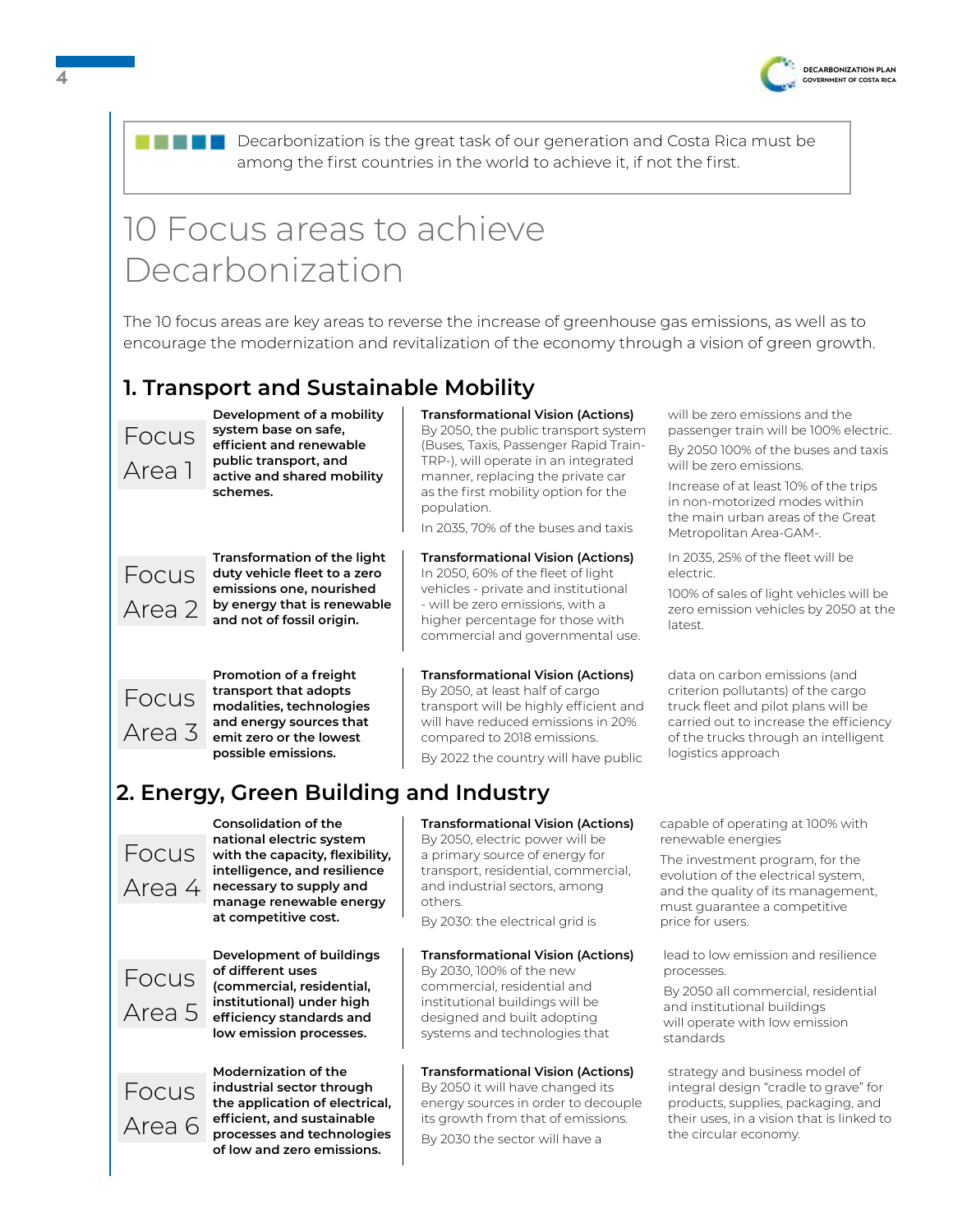> Decarbonization is the great task of our generation and Costa Rica must be among the first countries in the world to achieve it, if not the first.

# 10 Focus areas to achieve Decarbonization

The 10 focus areas are key areas to reverse the increase of greenhouse gas emissions, as well as to encourage the modernization and revitalization of the economy through a vision of green growth.

## 1. Transport and Sustainable Mobility

### Focus Area 1

**Development of a mobility system base on safe, efficient and renewable public transport, and active and shared mobility schemes.**

**Transformational Vision (Actions)**
By 2050, the public transport system (Buses, Taxis, Passenger Rapid Train-TRP-), will operate in an integrated manner, replacing the private car as the first mobility option for the population.

In 2035, 70% of the buses and taxis will be zero emissions and the passenger train will be 100% electric.

By 2050 100% of the buses and taxis will be zero emissions.

Increase of at least 10% of the trips in non-motorized modes within the main urban areas of the Great Metropolitan Area-GAM-.

### Focus Area 2

**Transformation of the light duty vehicle fleet to a zero emissions one, nourished by energy that is renewable and not of fossil origin.**

**Transformational Vision (Actions)**
In 2050, 60% of the fleet of light vehicles - private and institutional - will be zero emissions, with a higher percentage for those with commercial and governmental use.

In 2035, 25% of the fleet will be electric.

100% of sales of light vehicles will be zero emission vehicles by 2050 at the latest.

### Focus Area 3

**Promotion of a freight transport that adopts modalities, technologies and energy sources that emit zero or the lowest possible emissions.**

**Transformational Vision (Actions)**
By 2050, at least half of cargo transport will be highly efficient and will have reduced emissions in 20% compared to 2018 emissions.

By 2022 the country will have public data on carbon emissions (and criterion pollutants) of the cargo truck fleet and pilot plans will be carried out to increase the efficiency of the trucks through an intelligent logistics approach

## 2. Energy, Green Building and Industry

### Focus Area 4

**Consolidation of the national electric system with the capacity, flexibility, intelligence, and resilience necessary to supply and manage renewable energy at competitive cost.**

**Transformational Vision (Actions)**
By 2050, electric power will be a primary source of energy for transport, residential, commercial, and industrial sectors, among others.

By 2030: the electrical grid is capable of operating at 100% with renewable energies

The investment program, for the evolution of the electrical system, and the quality of its management, must guarantee a competitive price for users.

### Focus Area 5

**Development of buildings of different uses (commercial, residential, institutional) under high efficiency standards and low emission processes.**

**Transformational Vision (Actions)**
By 2030, 100% of the new commercial, residential and institutional buildings will be designed and built adopting systems and technologies that lead to low emission and resilience processes.

By 2050 all commercial, residential and institutional buildings will operate with low emission standards

### Focus Area 6

**Modernization of the industrial sector through the application of electrical, efficient, and sustainable processes and technologies of low and zero emissions.**

**Transformational Vision (Actions)**
By 2050 it will have changed its energy sources in order to decouple its growth from that of emissions.

By 2030 the sector will have a strategy and business model of integral design "cradle to grave" for products, supplies, packaging, and their uses, in a vision that is linked to the circular economy.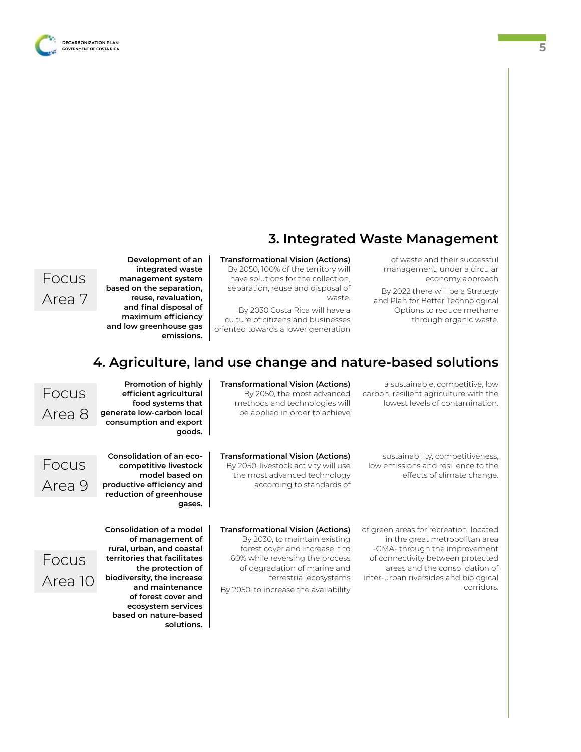## 3. Integrated Waste Management

### Focus Area 7

**Development of an integrated waste management system based on the separation, reuse, revaluation, and final disposal of maximum efficiency and low greenhouse gas emissions.**

**Transformational Vision (Actions)**

By 2050, 100% of the territory will have solutions for the collection, separation, reuse and disposal of waste.

By 2030 Costa Rica will have a culture of citizens and businesses oriented towards a lower generation of waste and their successful management, under a circular economy approach

By 2022 there will be a Strategy and Plan for Better Technological Options to reduce methane through organic waste.

## 4. Agriculture, land use change and nature-based solutions

### Focus Area 8

**Promotion of highly efficient agricultural food systems that generate low-carbon local consumption and export goods.**

**Transformational Vision (Actions)**

By 2050, the most advanced methods and technologies will be applied in order to achieve a sustainable, competitive, low carbon, resilient agriculture with the lowest levels of contamination.

### Focus Area 9

**Consolidation of an eco-competitive livestock model based on productive efficiency and reduction of greenhouse gases.**

**Transformational Vision (Actions)**

By 2050, livestock activity will use the most advanced technology according to standards of sustainability, competitiveness, low emissions and resilience to the effects of climate change.

### Focus Area 10

**Consolidation of a model of management of rural, urban, and coastal territories that facilitates the protection of biodiversity, the increase and maintenance of forest cover and ecosystem services based on nature-based solutions.**

**Transformational Vision (Actions)**

By 2030, to maintain existing forest cover and increase it to 60% while reversing the process of degradation of marine and terrestrial ecosystems

By 2050, to increase the availability of green areas for recreation, located in the great metropolitan area -GMA- through the improvement of connectivity between protected areas and the consolidation of inter-urban riversides and biological corridors.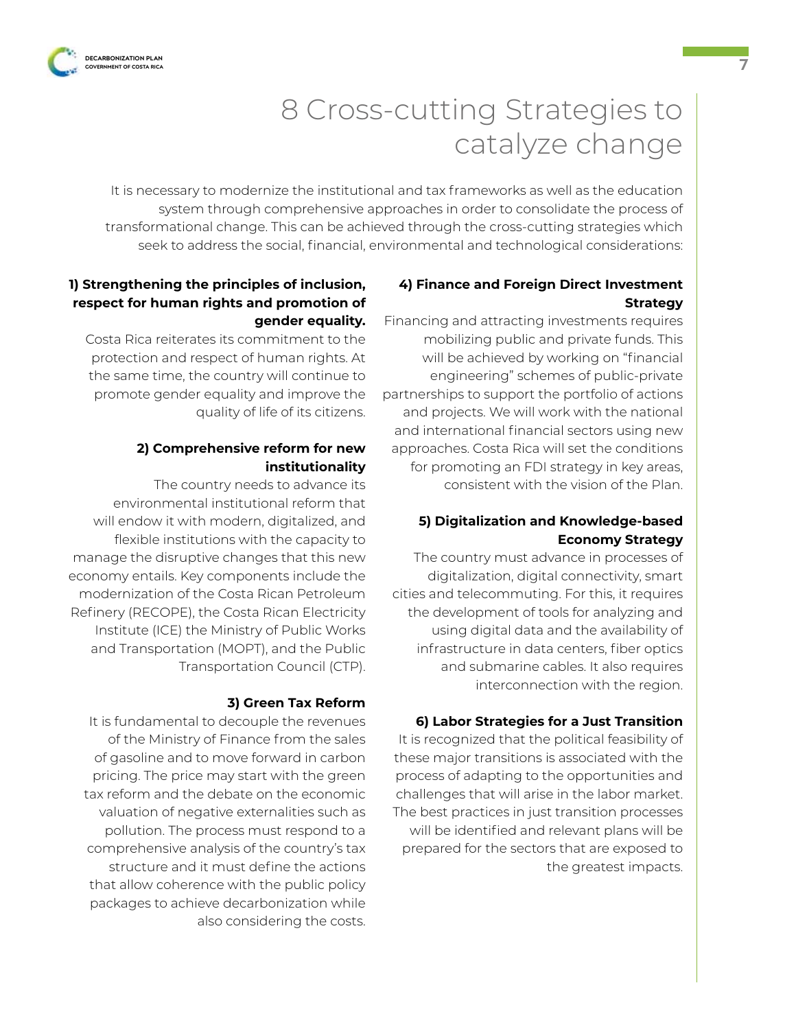# 8 Cross-cutting Strategies to catalyze change

It is necessary to modernize the institutional and tax frameworks as well as the education system through comprehensive approaches in order to consolidate the process of transformational change. This can be achieved through the cross-cutting strategies which seek to address the social, financial, environmental and technological considerations:

**1) Strengthening the principles of inclusion, respect for human rights and promotion of gender equality.**

Costa Rica reiterates its commitment to the protection and respect of human rights. At the same time, the country will continue to promote gender equality and improve the quality of life of its citizens.

**2) Comprehensive reform for new institutionality**

The country needs to advance its environmental institutional reform that will endow it with modern, digitalized, and flexible institutions with the capacity to manage the disruptive changes that this new economy entails. Key components include the modernization of the Costa Rican Petroleum Refinery (RECOPE), the Costa Rican Electricity Institute (ICE) the Ministry of Public Works and Transportation (MOPT), and the Public Transportation Council (CTP).

**3) Green Tax Reform**

It is fundamental to decouple the revenues of the Ministry of Finance from the sales of gasoline and to move forward in carbon pricing. The price may start with the green tax reform and the debate on the economic valuation of negative externalities such as pollution. The process must respond to a comprehensive analysis of the country's tax structure and it must define the actions that allow coherence with the public policy packages to achieve decarbonization while also considering the costs.

**4) Finance and Foreign Direct Investment Strategy**

Financing and attracting investments requires mobilizing public and private funds. This will be achieved by working on "financial engineering" schemes of public-private partnerships to support the portfolio of actions and projects. We will work with the national and international financial sectors using new approaches. Costa Rica will set the conditions for promoting an FDI strategy in key areas, consistent with the vision of the Plan.

**5) Digitalization and Knowledge-based Economy Strategy**

The country must advance in processes of digitalization, digital connectivity, smart cities and telecommuting. For this, it requires the development of tools for analyzing and using digital data and the availability of infrastructure in data centers, fiber optics and submarine cables. It also requires interconnection with the region.

**6) Labor Strategies for a Just Transition**

It is recognized that the political feasibility of these major transitions is associated with the process of adapting to the opportunities and challenges that will arise in the labor market. The best practices in just transition processes will be identified and relevant plans will be prepared for the sectors that are exposed to the greatest impacts.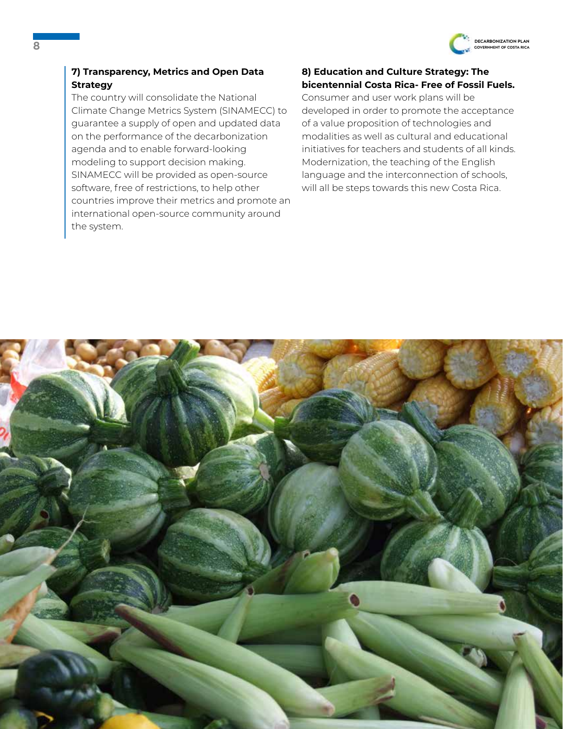### 7) Transparency, Metrics and Open Data Strategy

The country will consolidate the National Climate Change Metrics System (SINAMECC) to guarantee a supply of open and updated data on the performance of the decarbonization agenda and to enable forward-looking modeling to support decision making. SINAMECC will be provided as open-source software, free of restrictions, to help other countries improve their metrics and promote an international open-source community around the system.

### 8) Education and Culture Strategy: The bicentennial Costa Rica- Free of Fossil Fuels.

Consumer and user work plans will be developed in order to promote the acceptance of a value proposition of technologies and modalities as well as cultural and educational initiatives for teachers and students of all kinds. Modernization, the teaching of the English language and the interconnection of schools, will all be steps towards this new Costa Rica.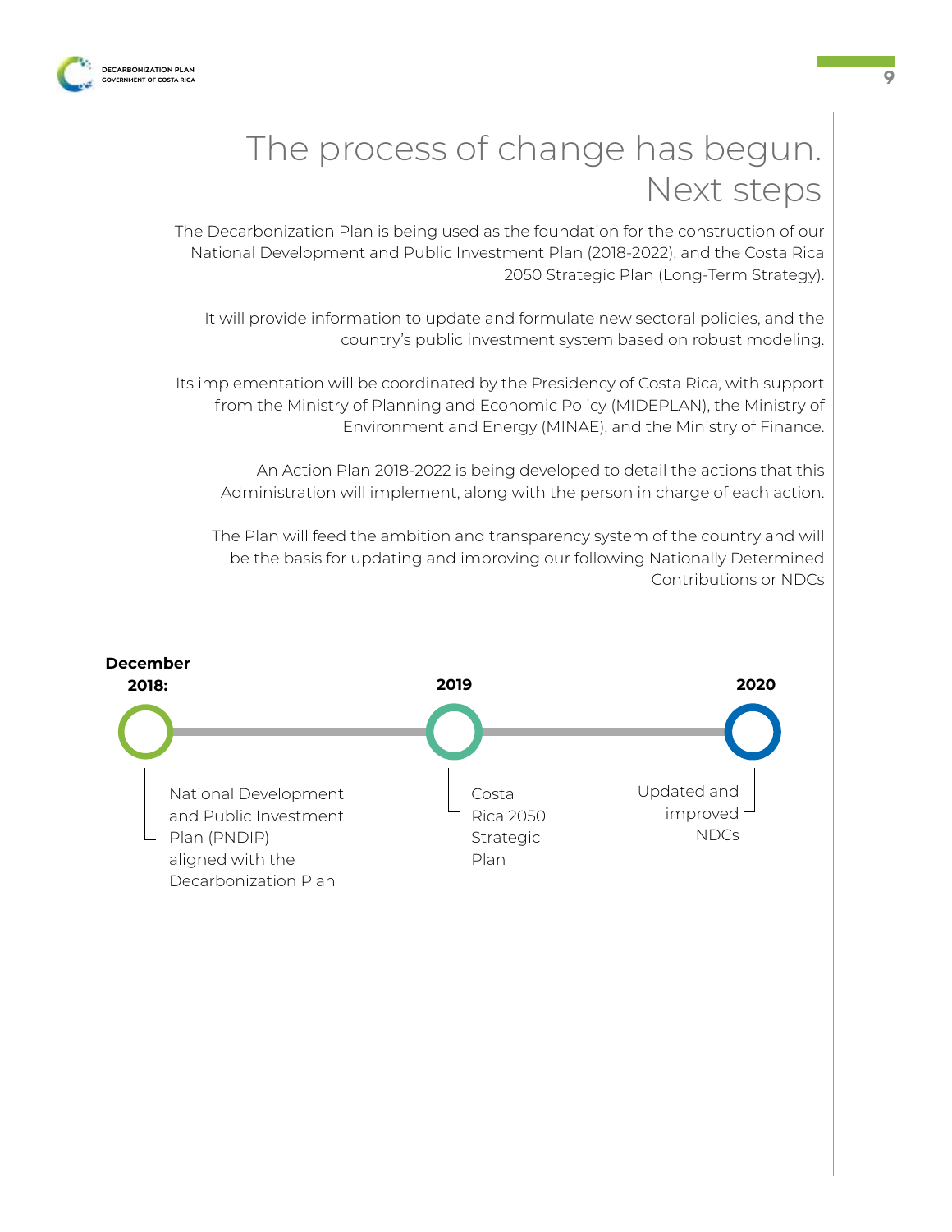# The process of change has begun. Next steps

The Decarbonization Plan is being used as the foundation for the construction of our National Development and Public Investment Plan (2018-2022), and the Costa Rica 2050 Strategic Plan (Long-Term Strategy).

It will provide information to update and formulate new sectoral policies, and the country's public investment system based on robust modeling.

Its implementation will be coordinated by the Presidency of Costa Rica, with support from the Ministry of Planning and Economic Policy (MIDEPLAN), the Ministry of Environment and Energy (MINAE), and the Ministry of Finance.

An Action Plan 2018-2022 is being developed to detail the actions that this Administration will implement, along with the person in charge of each action.

The Plan will feed the ambition and transparency system of the country and will be the basis for updating and improving our following Nationally Determined Contributions or NDCs

**December 2018:** National Development and Public Investment Plan (PNDIP) aligned with the Decarbonization Plan

**2019** Costa Rica 2050 Strategic Plan

**2020** Updated and improved NDCs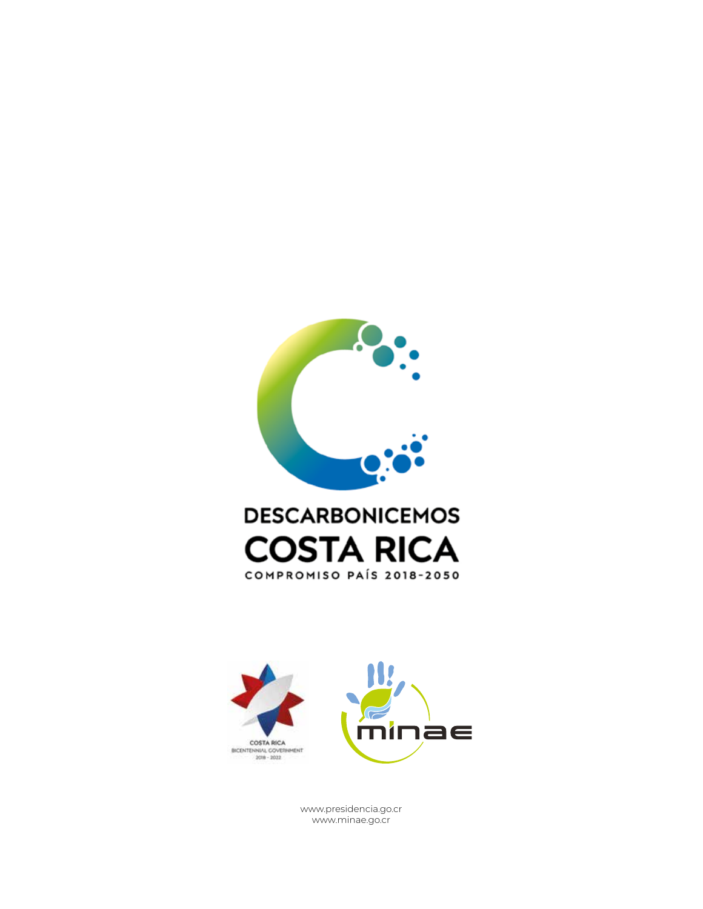DESCARBONICEMOS

COSTA RICA

COMPROMISO PAÍS 2018-2050

COSTA RICA
BICENTENNIAL GOVERNMENT
2018 - 2022

minae

www.presidencia.go.cr
www.minae.go.cr